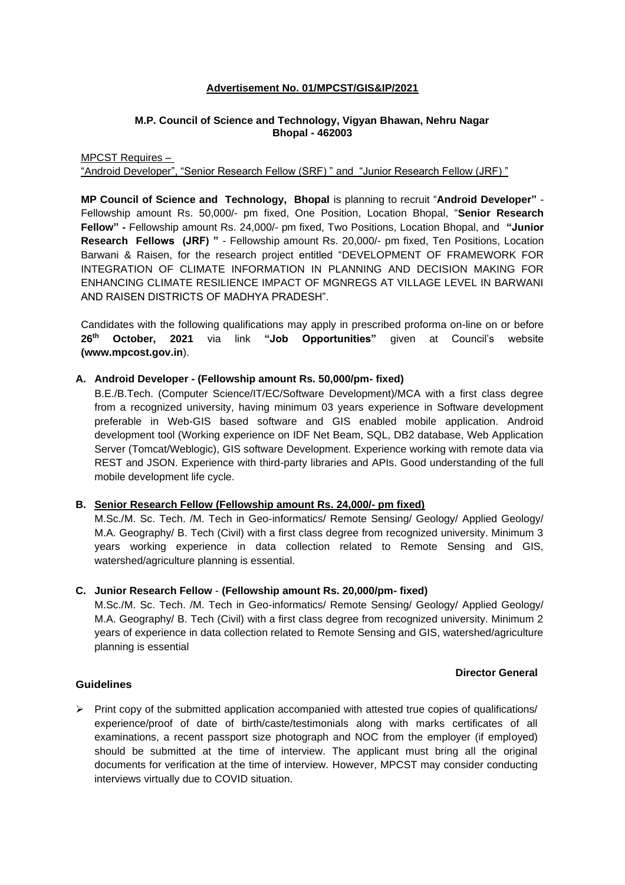**Advertisement No. 01/MPCST/GIS&IP/2021**

**M.P. Council of Science and Technology, Vigyan Bhawan, Nehru Nagar**
**Bhopal - 462003**

MPCST Requires –
"Android Developer", "Senior Research Fellow (SRF) " and "Junior Research Fellow (JRF) "

**MP Council of Science and Technology, Bhopal** is planning to recruit "**Android Developer"** - Fellowship amount Rs. 50,000/- pm fixed, One Position, Location Bhopal, "**Senior Research Fellow" -** Fellowship amount Rs. 24,000/- pm fixed, Two Positions, Location Bhopal, and **"Junior Research Fellows (JRF) "** - Fellowship amount Rs. 20,000/- pm fixed, Ten Positions, Location Barwani & Raisen, for the research project entitled "DEVELOPMENT OF FRAMEWORK FOR INTEGRATION OF CLIMATE INFORMATION IN PLANNING AND DECISION MAKING FOR ENHANCING CLIMATE RESILIENCE IMPACT OF MGNREGS AT VILLAGE LEVEL IN BARWANI AND RAISEN DISTRICTS OF MADHYA PRADESH".

Candidates with the following qualifications may apply in prescribed proforma on-line on or before **26th October, 2021** via link **"Job Opportunities"** given at Council's website **(www.mpcost.gov.in**).

**A. Android Developer - (Fellowship amount Rs. 50,000/pm- fixed)**

B.E./B.Tech. (Computer Science/IT/EC/Software Development)/MCA with a first class degree from a recognized university, having minimum 03 years experience in Software development preferable in Web-GIS based software and GIS enabled mobile application. Android development tool (Working experience on IDF Net Beam, SQL, DB2 database, Web Application Server (Tomcat/Weblogic), GIS software Development. Experience working with remote data via REST and JSON. Experience with third-party libraries and APIs. Good understanding of the full mobile development life cycle.

**B. Senior Research Fellow (Fellowship amount Rs. 24,000/- pm fixed)**

M.Sc./M. Sc. Tech. /M. Tech in Geo-informatics/ Remote Sensing/ Geology/ Applied Geology/ M.A. Geography/ B. Tech (Civil) with a first class degree from recognized university. Minimum 3 years working experience in data collection related to Remote Sensing and GIS, watershed/agriculture planning is essential.

**C. Junior Research Fellow** - **(Fellowship amount Rs. 20,000/pm- fixed)**

M.Sc./M. Sc. Tech. /M. Tech in Geo-informatics/ Remote Sensing/ Geology/ Applied Geology/ M.A. Geography/ B. Tech (Civil) with a first class degree from recognized university. Minimum 2 years of experience in data collection related to Remote Sensing and GIS, watershed/agriculture planning is essential

**Director General**

**Guidelines**

- Print copy of the submitted application accompanied with attested true copies of qualifications/ experience/proof of date of birth/caste/testimonials along with marks certificates of all examinations, a recent passport size photograph and NOC from the employer (if employed) should be submitted at the time of interview. The applicant must bring all the original documents for verification at the time of interview. However, MPCST may consider conducting interviews virtually due to COVID situation.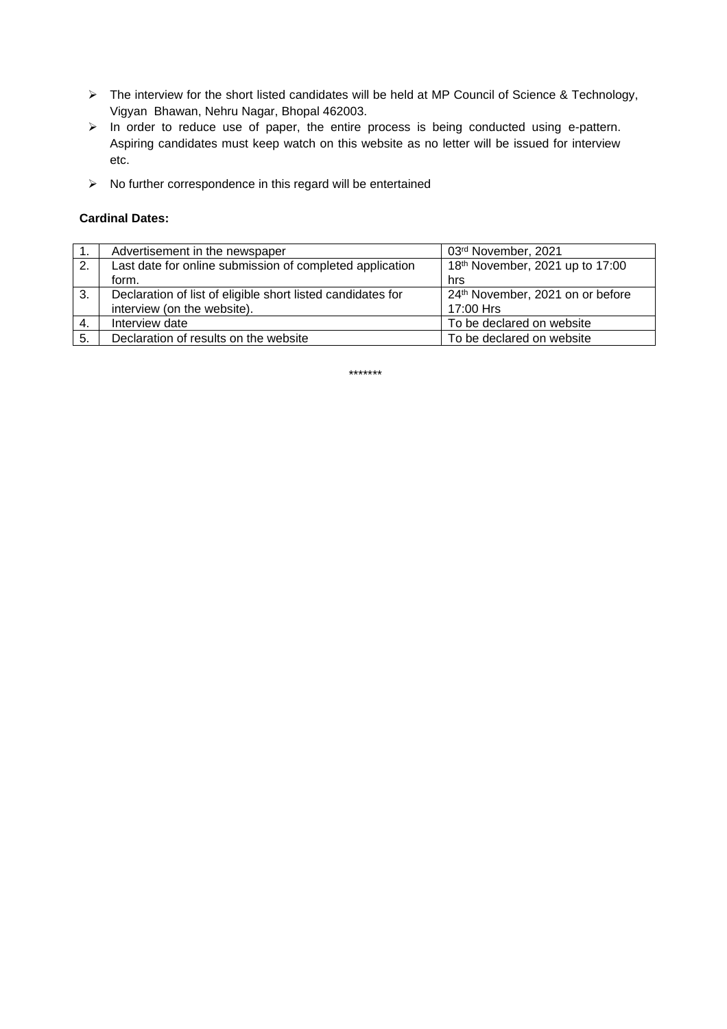- The interview for the short listed candidates will be held at MP Council of Science & Technology, Vigyan Bhawan, Nehru Nagar, Bhopal 462003.
- In order to reduce use of paper, the entire process is being conducted using e-pattern. Aspiring candidates must keep watch on this website as no letter will be issued for interview etc.
- No further correspondence in this regard will be entertained

**Cardinal Dates:**

| | | |
|---|---|---|
| 1. | Advertisement in the newspaper | 03rd November, 2021 |
| 2. | Last date for online submission of completed application form. | 18th November, 2021 up to 17:00 hrs |
| 3. | Declaration of list of eligible short listed candidates for interview (on the website). | 24th November, 2021 on or before 17:00 Hrs |
| 4. | Interview date | To be declared on website |
| 5. | Declaration of results on the website | To be declared on website |

*******